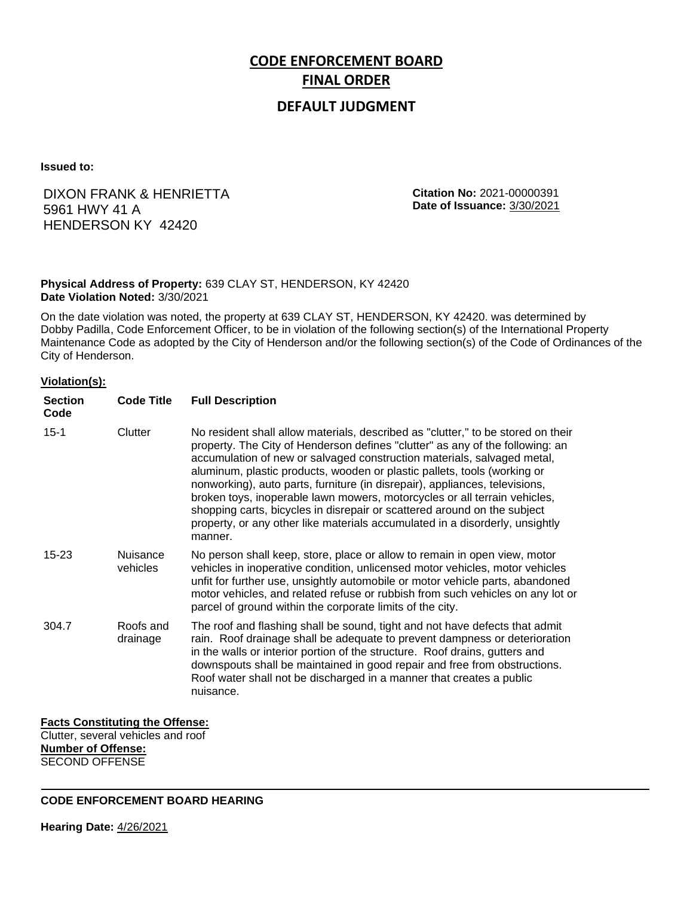# CODE ENFORCEMENT BOARD
# FINAL ORDER
## DEFAULT JUDGMENT

**Issued to:**

DIXON FRANK & HENRIETTA
5961 HWY 41 A
HENDERSON KY 42420

**Citation No:** 2021-00000391
**Date of Issuance:** 3/30/2021

**Physical Address of Property:** 639 CLAY ST, HENDERSON, KY 42420
**Date Violation Noted:** 3/30/2021

On the date violation was noted, the property at 639 CLAY ST, HENDERSON, KY 42420. was determined by Dobby Padilla, Code Enforcement Officer, to be in violation of the following section(s) of the International Property Maintenance Code as adopted by the City of Henderson and/or the following section(s) of the Code of Ordinances of the City of Henderson.

**Violation(s):**

| Section Code | Code Title | Full Description |
|---|---|---|
| 15-1 | Clutter | No resident shall allow materials, described as "clutter," to be stored on their property. The City of Henderson defines "clutter" as any of the following: an accumulation of new or salvaged construction materials, salvaged metal, aluminum, plastic products, wooden or plastic pallets, tools (working or nonworking), auto parts, furniture (in disrepair), appliances, televisions, broken toys, inoperable lawn mowers, motorcycles or all terrain vehicles, shopping carts, bicycles in disrepair or scattered around on the subject property, or any other like materials accumulated in a disorderly, unsightly manner. |
| 15-23 | Nuisance vehicles | No person shall keep, store, place or allow to remain in open view, motor vehicles in inoperative condition, unlicensed motor vehicles, motor vehicles unfit for further use, unsightly automobile or motor vehicle parts, abandoned motor vehicles, and related refuse or rubbish from such vehicles on any lot or parcel of ground within the corporate limits of the city. |
| 304.7 | Roofs and drainage | The roof and flashing shall be sound, tight and not have defects that admit rain. Roof drainage shall be adequate to prevent dampness or deterioration in the walls or interior portion of the structure. Roof drains, gutters and downspouts shall be maintained in good repair and free from obstructions. Roof water shall not be discharged in a manner that creates a public nuisance. |

**Facts Constituting the Offense:**
Clutter, several vehicles and roof
**Number of Offense:**
SECOND OFFENSE

---

**CODE ENFORCEMENT BOARD HEARING**

**Hearing Date:** 4/26/2021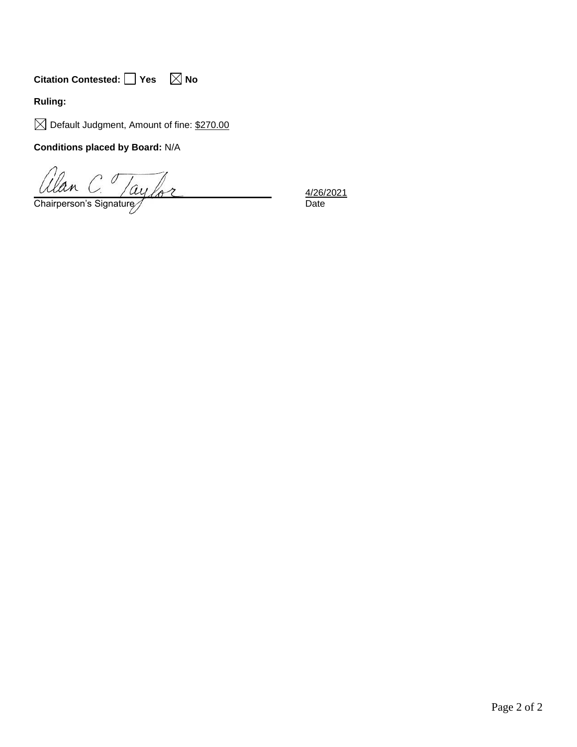**Citation Contested:** ☐ **Yes** ☒ **No**

**Ruling:**

☒ Default Judgment, Amount of fine: $270.00

**Conditions placed by Board:** N/A

Alan C. Taylor
Chairperson's Signature

4/26/2021
Date